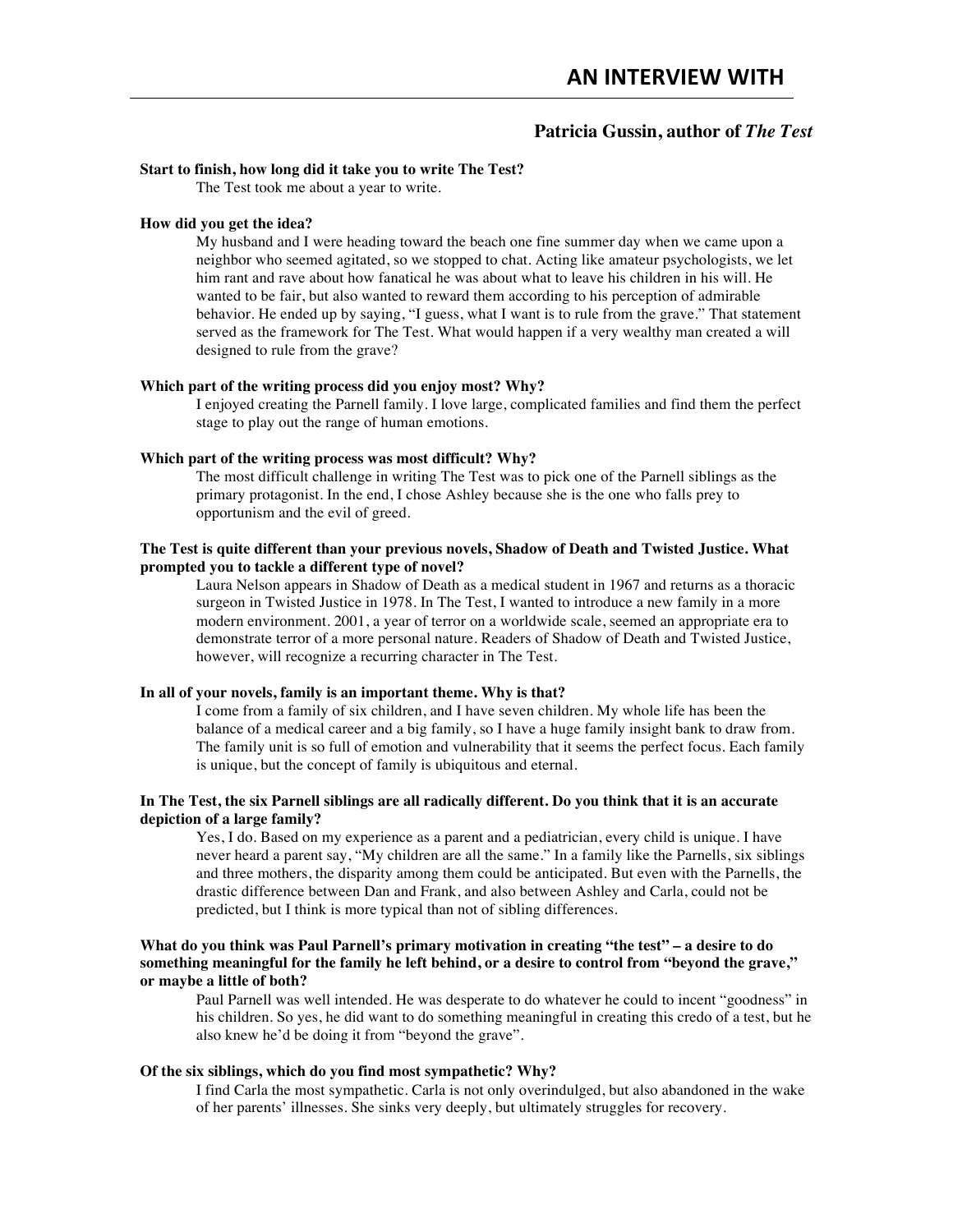# AN INTERVIEW WITH

## Patricia Gussin, author of *The Test*

**Start to finish, how long did it take you to write The Test?**

The Test took me about a year to write.

**How did you get the idea?**

My husband and I were heading toward the beach one fine summer day when we came upon a neighbor who seemed agitated, so we stopped to chat. Acting like amateur psychologists, we let him rant and rave about how fanatical he was about what to leave his children in his will. He wanted to be fair, but also wanted to reward them according to his perception of admirable behavior. He ended up by saying, "I guess, what I want is to rule from the grave." That statement served as the framework for The Test. What would happen if a very wealthy man created a will designed to rule from the grave?

**Which part of the writing process did you enjoy most? Why?**

I enjoyed creating the Parnell family. I love large, complicated families and find them the perfect stage to play out the range of human emotions.

**Which part of the writing process was most difficult? Why?**

The most difficult challenge in writing The Test was to pick one of the Parnell siblings as the primary protagonist. In the end, I chose Ashley because she is the one who falls prey to opportunism and the evil of greed.

**The Test is quite different than your previous novels, Shadow of Death and Twisted Justice. What prompted you to tackle a different type of novel?**

Laura Nelson appears in Shadow of Death as a medical student in 1967 and returns as a thoracic surgeon in Twisted Justice in 1978. In The Test, I wanted to introduce a new family in a more modern environment. 2001, a year of terror on a worldwide scale, seemed an appropriate era to demonstrate terror of a more personal nature. Readers of Shadow of Death and Twisted Justice, however, will recognize a recurring character in The Test.

**In all of your novels, family is an important theme. Why is that?**

I come from a family of six children, and I have seven children. My whole life has been the balance of a medical career and a big family, so I have a huge family insight bank to draw from. The family unit is so full of emotion and vulnerability that it seems the perfect focus. Each family is unique, but the concept of family is ubiquitous and eternal.

**In The Test, the six Parnell siblings are all radically different. Do you think that it is an accurate depiction of a large family?**

Yes, I do. Based on my experience as a parent and a pediatrician, every child is unique. I have never heard a parent say, "My children are all the same." In a family like the Parnells, six siblings and three mothers, the disparity among them could be anticipated. But even with the Parnells, the drastic difference between Dan and Frank, and also between Ashley and Carla, could not be predicted, but I think is more typical than not of sibling differences.

**What do you think was Paul Parnell's primary motivation in creating "the test" – a desire to do something meaningful for the family he left behind, or a desire to control from "beyond the grave," or maybe a little of both?**

Paul Parnell was well intended. He was desperate to do whatever he could to incent "goodness" in his children. So yes, he did want to do something meaningful in creating this credo of a test, but he also knew he'd be doing it from "beyond the grave".

**Of the six siblings, which do you find most sympathetic? Why?**

I find Carla the most sympathetic. Carla is not only overindulged, but also abandoned in the wake of her parents' illnesses. She sinks very deeply, but ultimately struggles for recovery.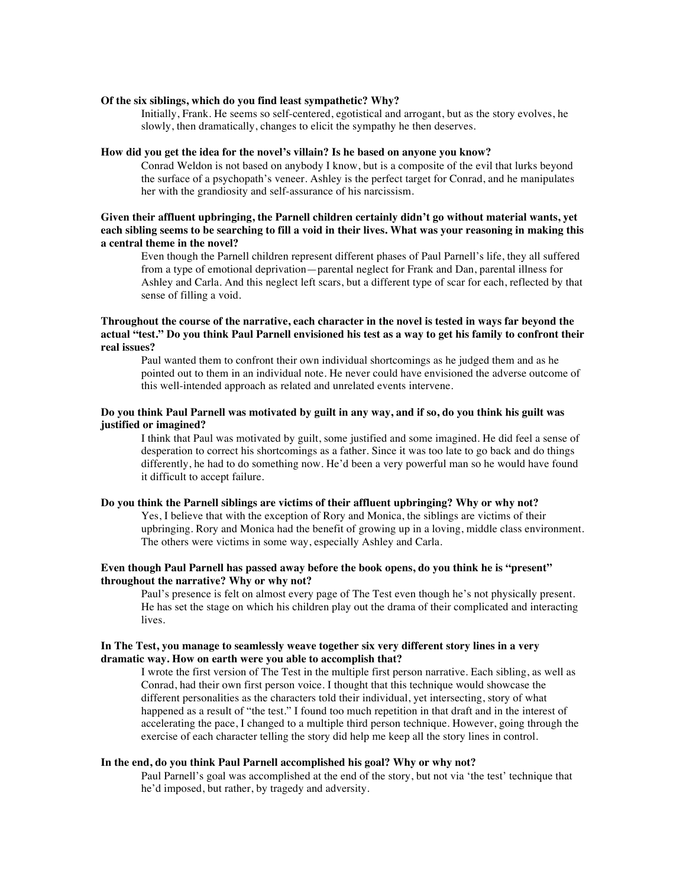**Of the six siblings, which do you find least sympathetic? Why?**

Initially, Frank. He seems so self-centered, egotistical and arrogant, but as the story evolves, he slowly, then dramatically, changes to elicit the sympathy he then deserves.

**How did you get the idea for the novel's villain? Is he based on anyone you know?**

Conrad Weldon is not based on anybody I know, but is a composite of the evil that lurks beyond the surface of a psychopath's veneer. Ashley is the perfect target for Conrad, and he manipulates her with the grandiosity and self-assurance of his narcissism.

**Given their affluent upbringing, the Parnell children certainly didn't go without material wants, yet each sibling seems to be searching to fill a void in their lives. What was your reasoning in making this a central theme in the novel?**

Even though the Parnell children represent different phases of Paul Parnell's life, they all suffered from a type of emotional deprivation—parental neglect for Frank and Dan, parental illness for Ashley and Carla. And this neglect left scars, but a different type of scar for each, reflected by that sense of filling a void.

**Throughout the course of the narrative, each character in the novel is tested in ways far beyond the actual "test." Do you think Paul Parnell envisioned his test as a way to get his family to confront their real issues?**

Paul wanted them to confront their own individual shortcomings as he judged them and as he pointed out to them in an individual note. He never could have envisioned the adverse outcome of this well-intended approach as related and unrelated events intervene.

**Do you think Paul Parnell was motivated by guilt in any way, and if so, do you think his guilt was justified or imagined?**

I think that Paul was motivated by guilt, some justified and some imagined. He did feel a sense of desperation to correct his shortcomings as a father. Since it was too late to go back and do things differently, he had to do something now. He'd been a very powerful man so he would have found it difficult to accept failure.

**Do you think the Parnell siblings are victims of their affluent upbringing? Why or why not?**

Yes, I believe that with the exception of Rory and Monica, the siblings are victims of their upbringing. Rory and Monica had the benefit of growing up in a loving, middle class environment. The others were victims in some way, especially Ashley and Carla.

**Even though Paul Parnell has passed away before the book opens, do you think he is "present" throughout the narrative? Why or why not?**

Paul's presence is felt on almost every page of The Test even though he's not physically present. He has set the stage on which his children play out the drama of their complicated and interacting lives.

**In The Test, you manage to seamlessly weave together six very different story lines in a very dramatic way. How on earth were you able to accomplish that?**

I wrote the first version of The Test in the multiple first person narrative. Each sibling, as well as Conrad, had their own first person voice. I thought that this technique would showcase the different personalities as the characters told their individual, yet intersecting, story of what happened as a result of "the test." I found too much repetition in that draft and in the interest of accelerating the pace, I changed to a multiple third person technique. However, going through the exercise of each character telling the story did help me keep all the story lines in control.

**In the end, do you think Paul Parnell accomplished his goal? Why or why not?**

Paul Parnell's goal was accomplished at the end of the story, but not via 'the test' technique that he'd imposed, but rather, by tragedy and adversity.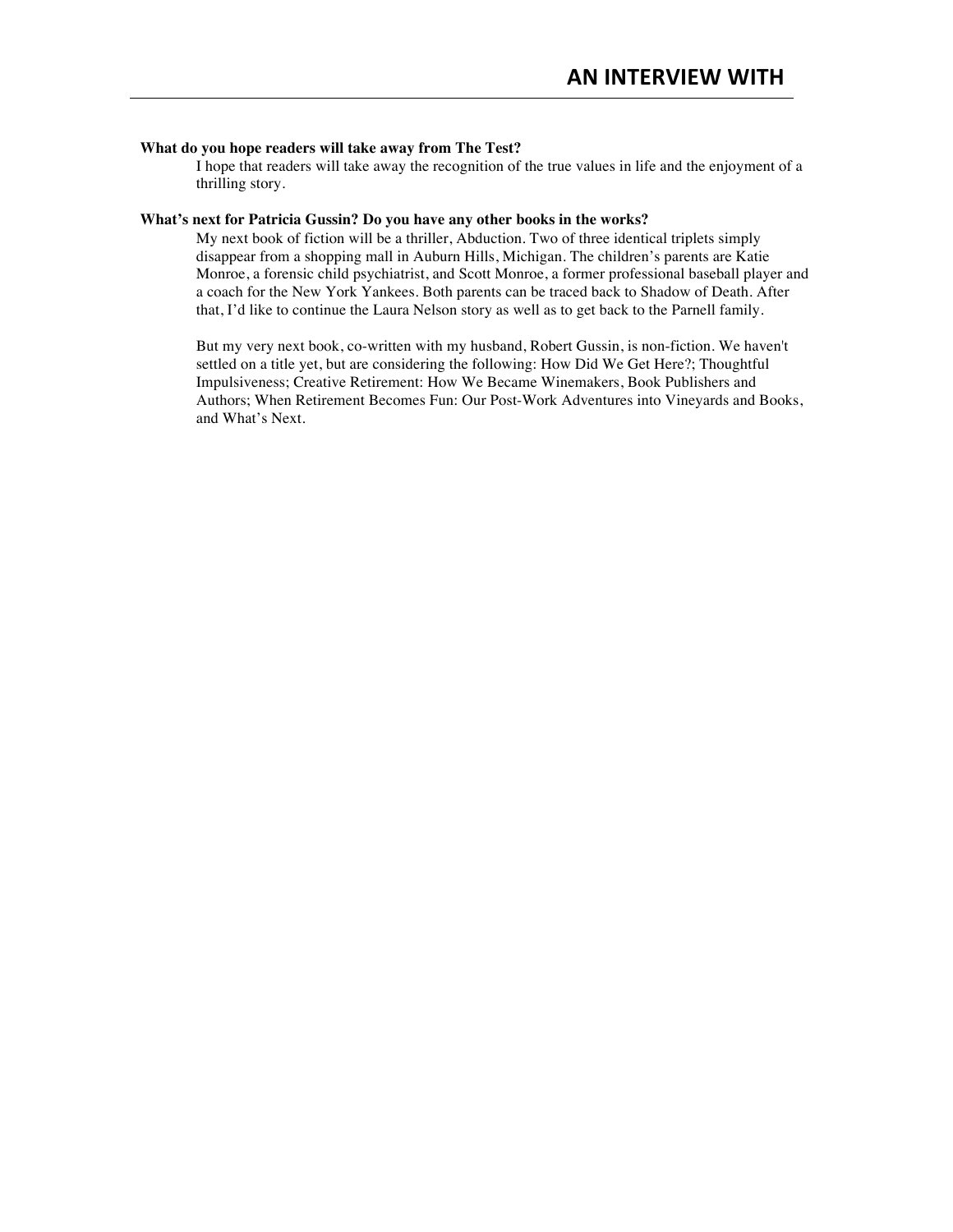**What do you hope readers will take away from The Test?**

I hope that readers will take away the recognition of the true values in life and the enjoyment of a thrilling story.

**What's next for Patricia Gussin? Do you have any other books in the works?**

My next book of fiction will be a thriller, Abduction. Two of three identical triplets simply disappear from a shopping mall in Auburn Hills, Michigan. The children's parents are Katie Monroe, a forensic child psychiatrist, and Scott Monroe, a former professional baseball player and a coach for the New York Yankees. Both parents can be traced back to Shadow of Death. After that, I'd like to continue the Laura Nelson story as well as to get back to the Parnell family.

But my very next book, co-written with my husband, Robert Gussin, is non-fiction. We haven't settled on a title yet, but are considering the following: How Did We Get Here?; Thoughtful Impulsiveness; Creative Retirement: How We Became Winemakers, Book Publishers and Authors; When Retirement Becomes Fun: Our Post-Work Adventures into Vineyards and Books, and What's Next.